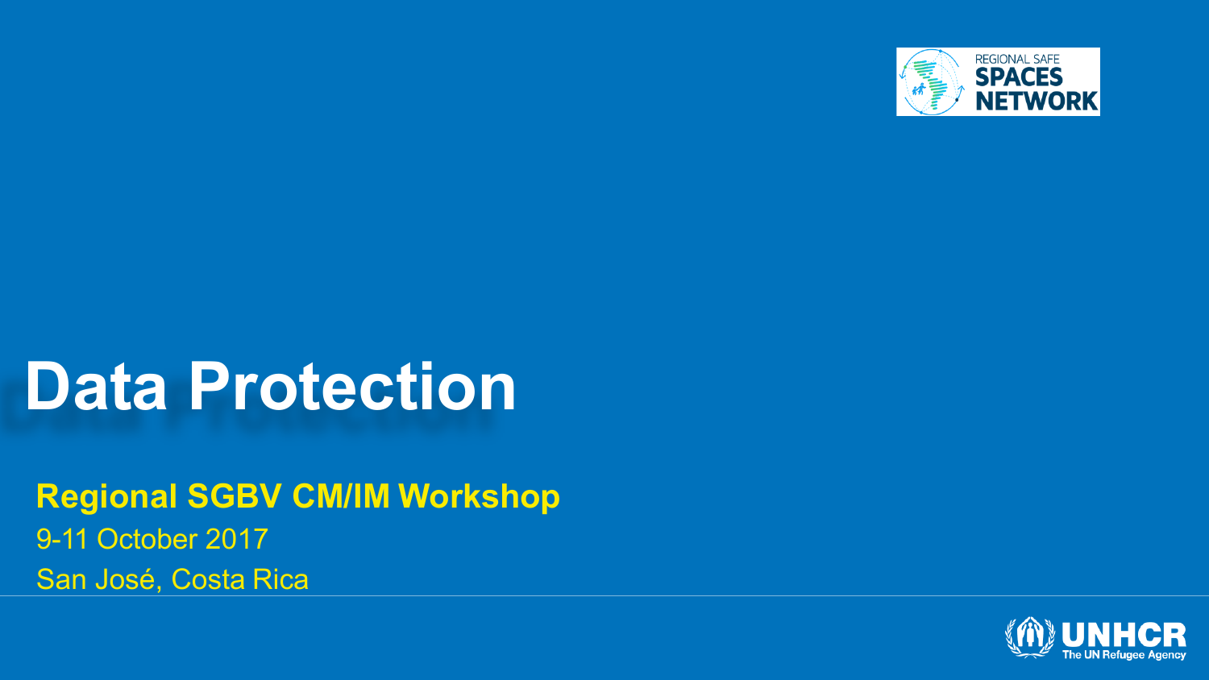REGIONAL SAFE SPACES NETWORK

# Data Protection

**Regional SGBV CM/IM Workshop**

9-11 October 2017

San José, Costa Rica

UNHCR
The UN Refugee Agency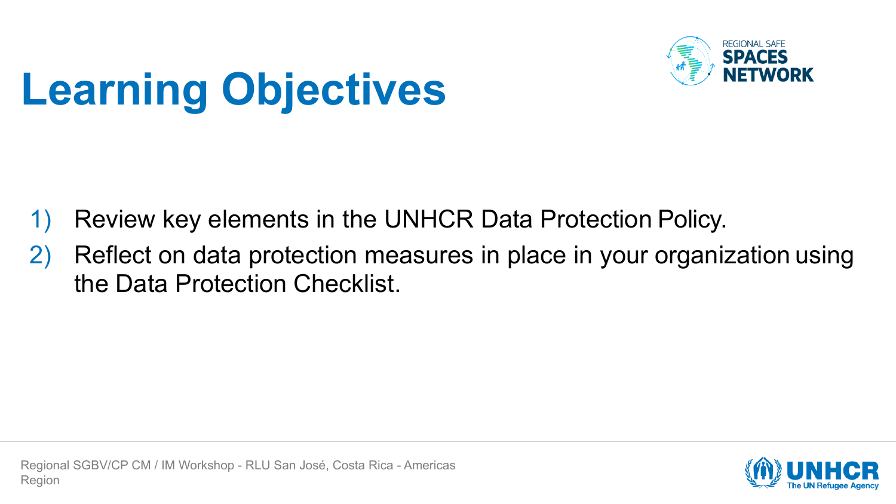# Learning Objectives

1) Review key elements in the UNHCR Data Protection Policy.
2) Reflect on data protection measures in place in your organization using the Data Protection Checklist.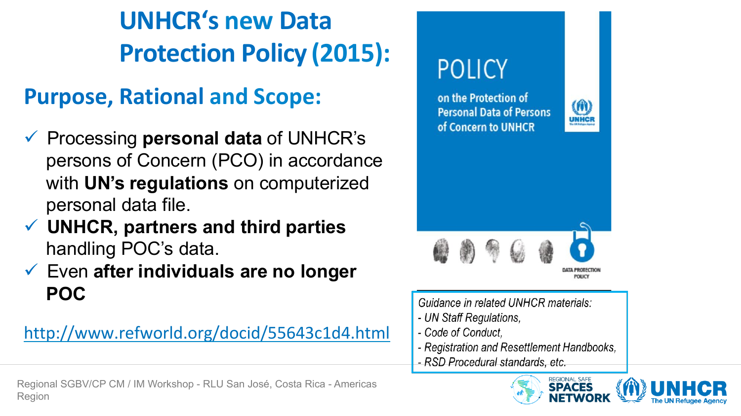# UNHCR's new Data Protection Policy (2015):

## Purpose, Rational and Scope:

- ✓ Processing **personal data** of UNHCR's persons of Concern (PCO) in accordance with **UN's regulations** on computerized personal data file.
- ✓ **UNHCR, partners and third parties** handling POC's data.
- ✓ Even **after individuals are no longer POC**

http://www.refworld.org/docid/55643c1d4.html

POLICY

on the Protection of Personal Data of Persons of Concern to UNHCR

DATA PROTECTION POLICY

*Guidance in related UNHCR materials:*
*- UN Staff Regulations,*
*- Code of Conduct,*
*- Registration and Resettlement Handbooks,*
*- RSD Procedural standards, etc.*

Regional SGBV/CP CM / IM Workshop - RLU San José, Costa Rica - Americas Region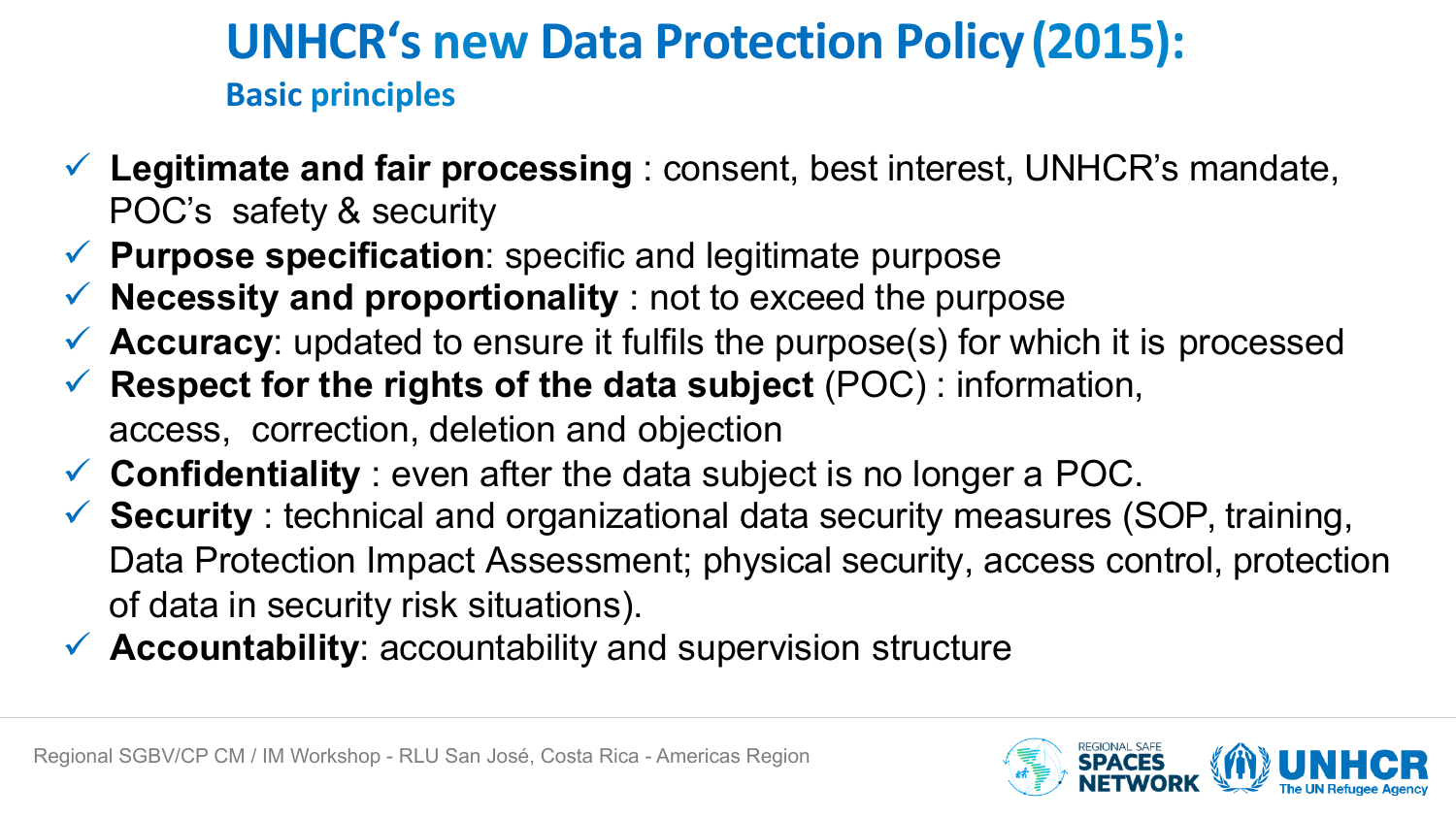# UNHCR's new Data Protection Policy (2015):

## Basic principles

- **Legitimate and fair processing** : consent, best interest, UNHCR's mandate, POC's safety & security
- **Purpose specification**: specific and legitimate purpose
- **Necessity and proportionality** : not to exceed the purpose
- **Accuracy**: updated to ensure it fulfils the purpose(s) for which it is processed
- **Respect for the rights of the data subject** (POC) : information, access, correction, deletion and objection
- **Confidentiality** : even after the data subject is no longer a POC.
- **Security** : technical and organizational data security measures (SOP, training, Data Protection Impact Assessment; physical security, access control, protection of data in security risk situations).
- **Accountability**: accountability and supervision structure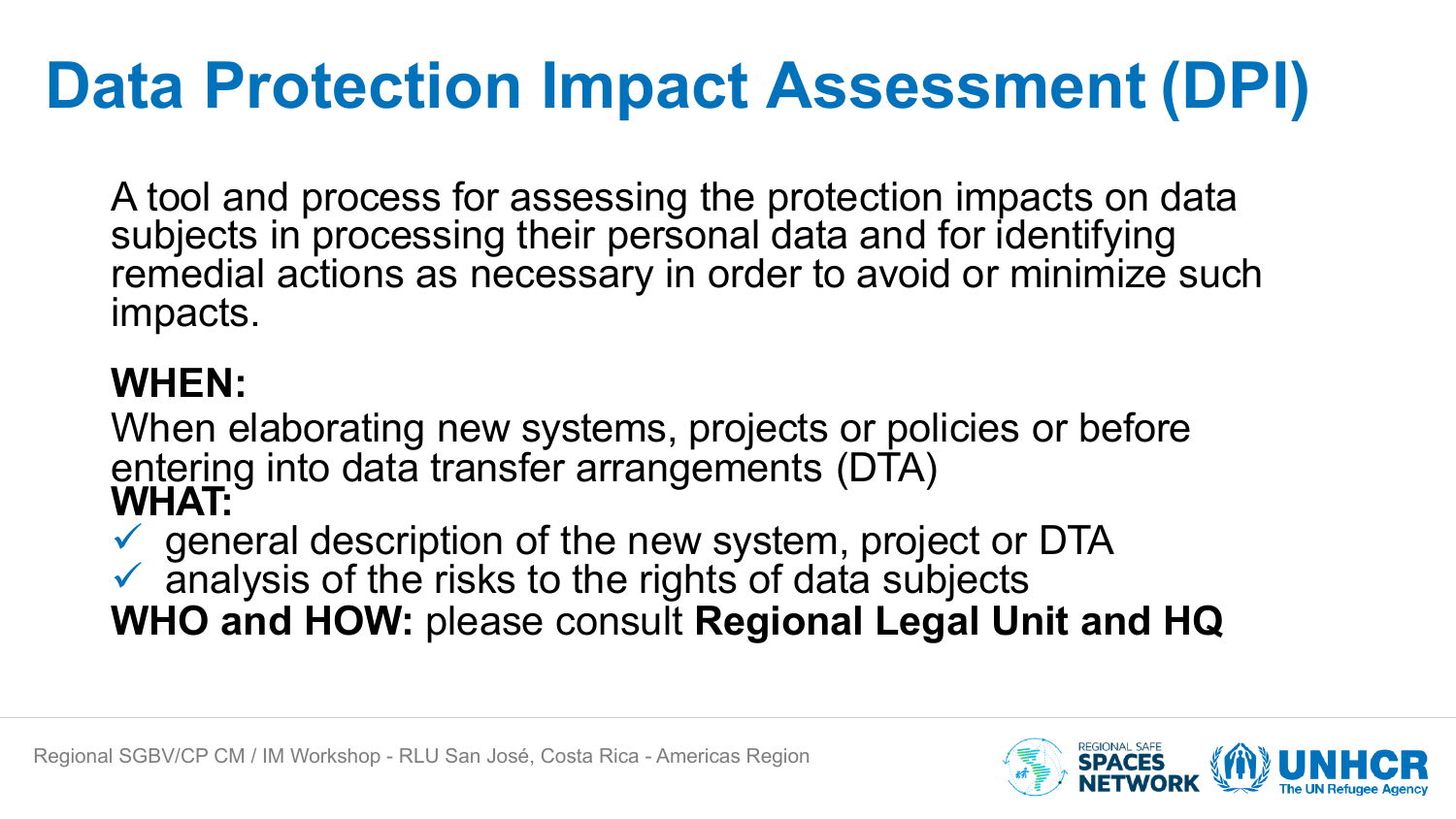# Data Protection Impact Assessment (DPI)

A tool and process for assessing the protection impacts on data subjects in processing their personal data and for identifying remedial actions as necessary in order to avoid or minimize such impacts.

**WHEN:**

When elaborating new systems, projects or policies or before entering into data transfer arrangements (DTA)

**WHAT:**

- ✓ general description of the new system, project or DTA
- ✓ analysis of the risks to the rights of data subjects

**WHO and HOW:** please consult **Regional Legal Unit and HQ**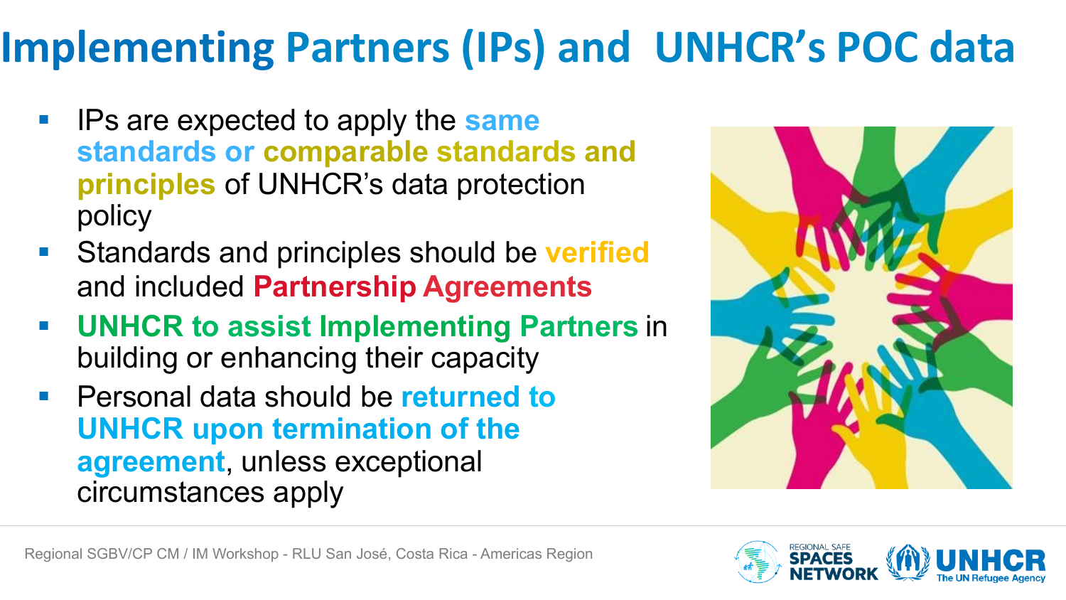# Implementing Partners (IPs) and UNHCR's POC data

- IPs are expected to apply the **same standards or comparable standards and principles** of UNHCR's data protection policy
- Standards and principles should be **verified** and included **Partnership Agreements**
- **UNHCR to assist Implementing Partners** in building or enhancing their capacity
- Personal data should be **returned to UNHCR upon termination of the agreement**, unless exceptional circumstances apply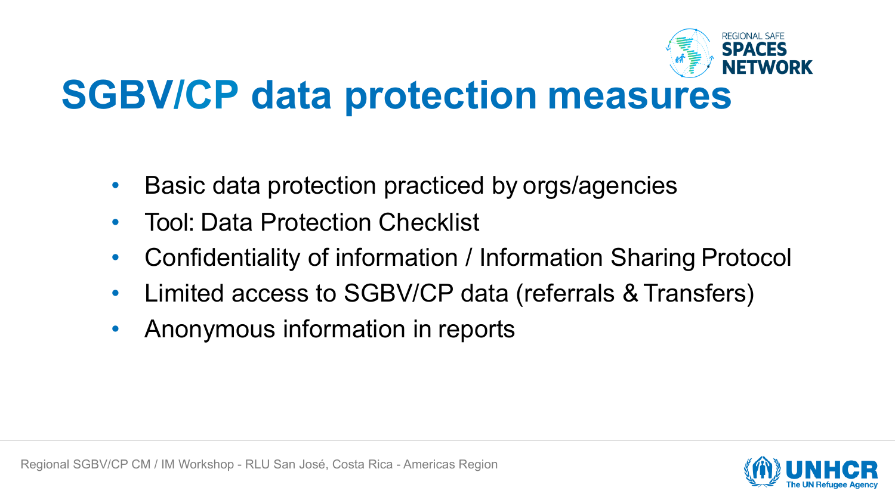# SGBV/CP data protection measures

- Basic data protection practiced by orgs/agencies
- Tool: Data Protection Checklist
- Confidentiality of information / Information Sharing Protocol
- Limited access to SGBV/CP data (referrals & Transfers)
- Anonymous information in reports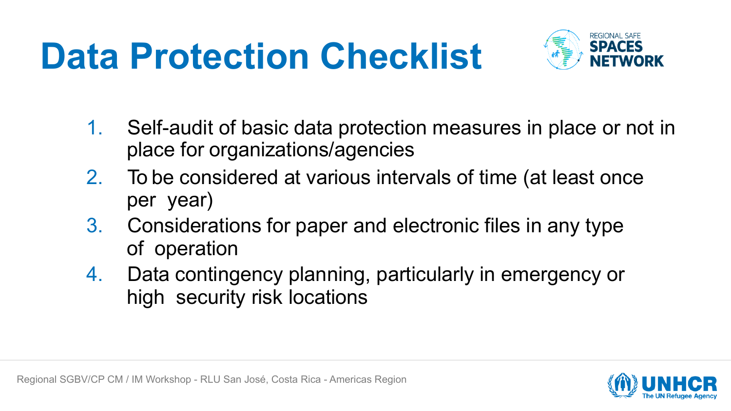# Data Protection Checklist

1. Self-audit of basic data protection measures in place or not in place for organizations/agencies
2. To be considered at various intervals of time (at least once per year)
3. Considerations for paper and electronic files in any type of operation
4. Data contingency planning, particularly in emergency or high security risk locations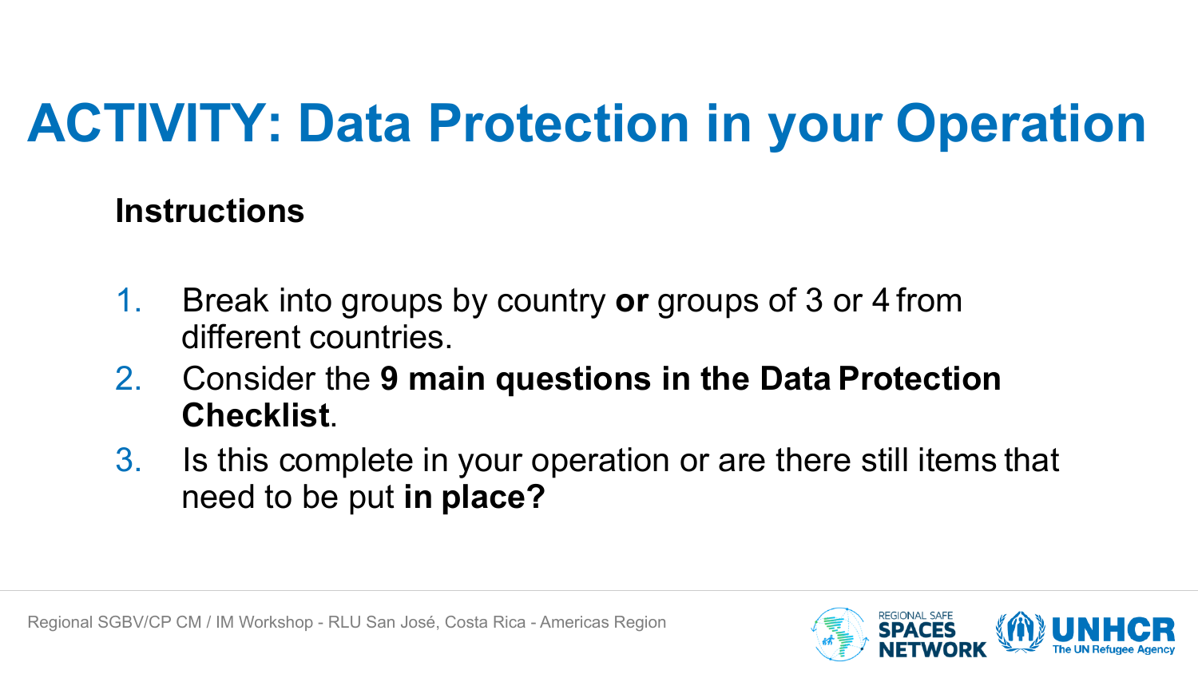# ACTIVITY: Data Protection in your Operation

**Instructions**

1. Break into groups by country **or** groups of 3 or 4 from different countries.
2. Consider the **9 main questions in the Data Protection Checklist**.
3. Is this complete in your operation or are there still items that need to be put **in place?**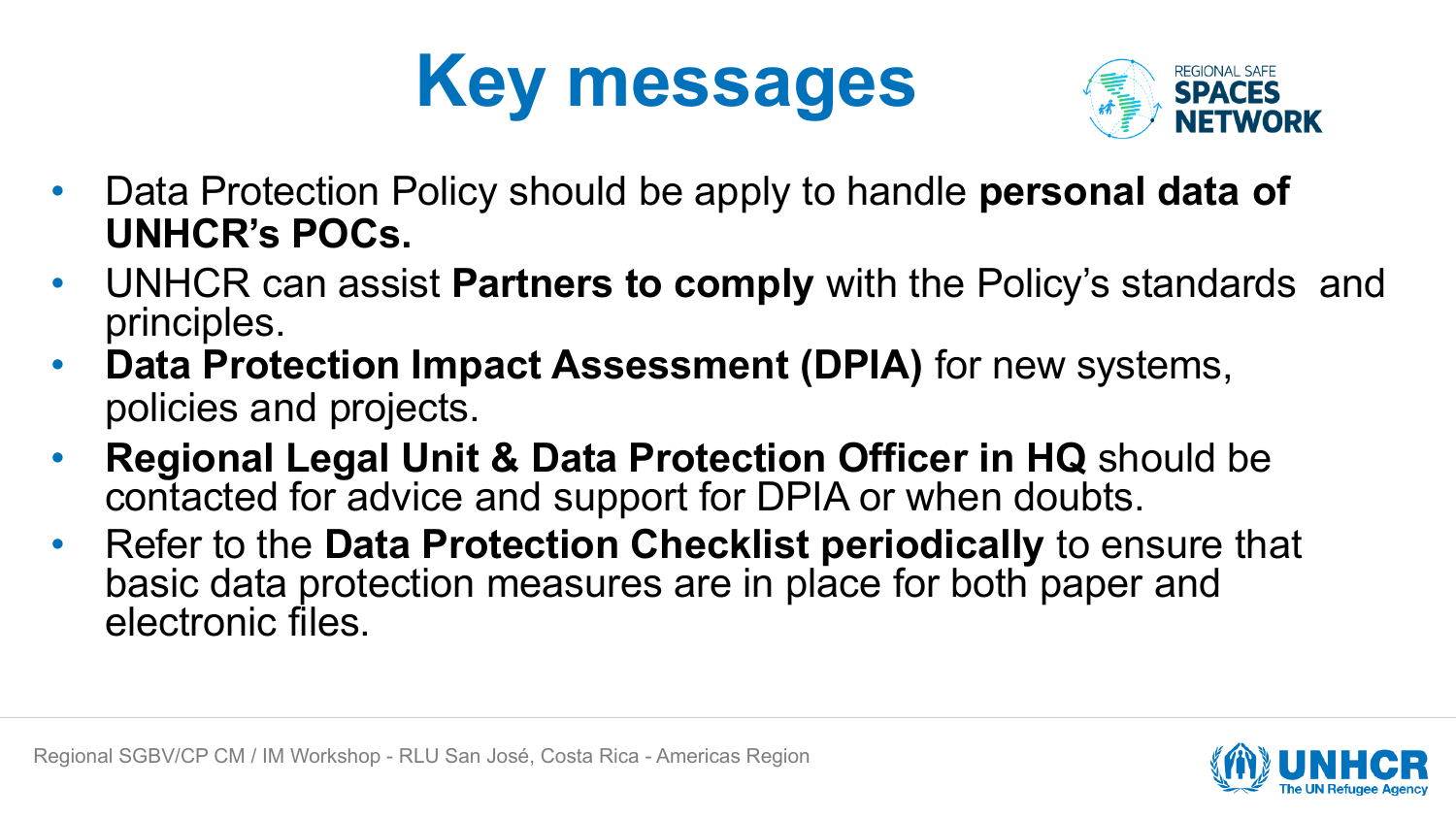# Key messages

- Data Protection Policy should be apply to handle **personal data of UNHCR's POCs.**
- UNHCR can assist **Partners to comply** with the Policy's standards and principles.
- **Data Protection Impact Assessment (DPIA)** for new systems, policies and projects.
- **Regional Legal Unit & Data Protection Officer in HQ** should be contacted for advice and support for DPIA or when doubts.
- Refer to the **Data Protection Checklist periodically** to ensure that basic data protection measures are in place for both paper and electronic files.